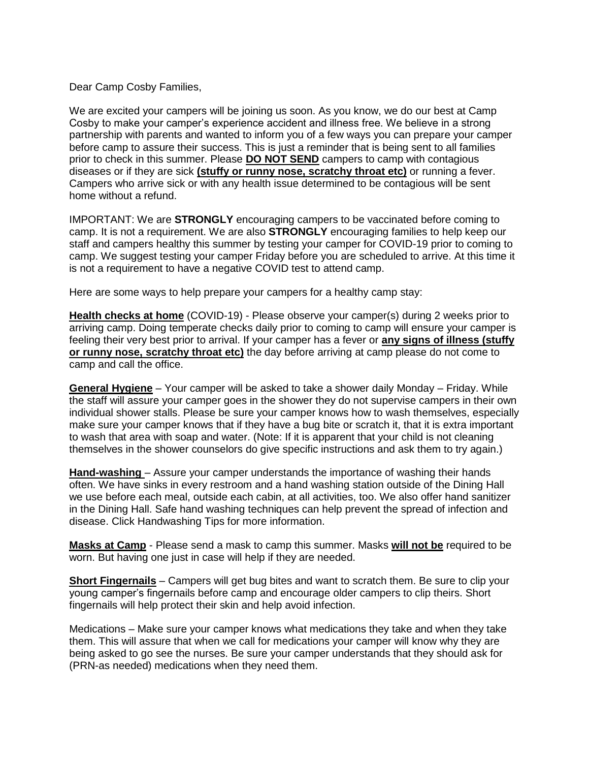Dear Camp Cosby Families,

We are excited your campers will be joining us soon. As you know, we do our best at Camp Cosby to make your camper's experience accident and illness free. We believe in a strong partnership with parents and wanted to inform you of a few ways you can prepare your camper before camp to assure their success. This is just a reminder that is being sent to all families prior to check in this summer. Please **DO NOT SEND** campers to camp with contagious diseases or if they are sick **(stuffy or runny nose, scratchy throat etc)** or running a fever. Campers who arrive sick or with any health issue determined to be contagious will be sent home without a refund.

IMPORTANT: We are **STRONGLY** encouraging campers to be vaccinated before coming to camp. It is not a requirement. We are also **STRONGLY** encouraging families to help keep our staff and campers healthy this summer by testing your camper for COVID-19 prior to coming to camp. We suggest testing your camper Friday before you are scheduled to arrive. At this time it is not a requirement to have a negative COVID test to attend camp.

Here are some ways to help prepare your campers for a healthy camp stay:

**Health checks at home** (COVID-19) - Please observe your camper(s) during 2 weeks prior to arriving camp. Doing temperate checks daily prior to coming to camp will ensure your camper is feeling their very best prior to arrival. If your camper has a fever or **any signs of illness (stuffy or runny nose, scratchy throat etc)** the day before arriving at camp please do not come to camp and call the office.

**General Hygiene** – Your camper will be asked to take a shower daily Monday – Friday. While the staff will assure your camper goes in the shower they do not supervise campers in their own individual shower stalls. Please be sure your camper knows how to wash themselves, especially make sure your camper knows that if they have a bug bite or scratch it, that it is extra important to wash that area with soap and water. (Note: If it is apparent that your child is not cleaning themselves in the shower counselors do give specific instructions and ask them to try again.)

**Hand-washing** – Assure your camper understands the importance of washing their hands often. We have sinks in every restroom and a hand washing station outside of the Dining Hall we use before each meal, outside each cabin, at all activities, too. We also offer hand sanitizer in the Dining Hall. Safe hand washing techniques can help prevent the spread of infection and disease. Click Handwashing Tips for more information.

**Masks at Camp** - Please send a mask to camp this summer. Masks **will not be** required to be worn. But having one just in case will help if they are needed.

**Short Fingernails** – Campers will get bug bites and want to scratch them. Be sure to clip your young camper's fingernails before camp and encourage older campers to clip theirs. Short fingernails will help protect their skin and help avoid infection.

Medications – Make sure your camper knows what medications they take and when they take them. This will assure that when we call for medications your camper will know why they are being asked to go see the nurses. Be sure your camper understands that they should ask for (PRN-as needed) medications when they need them.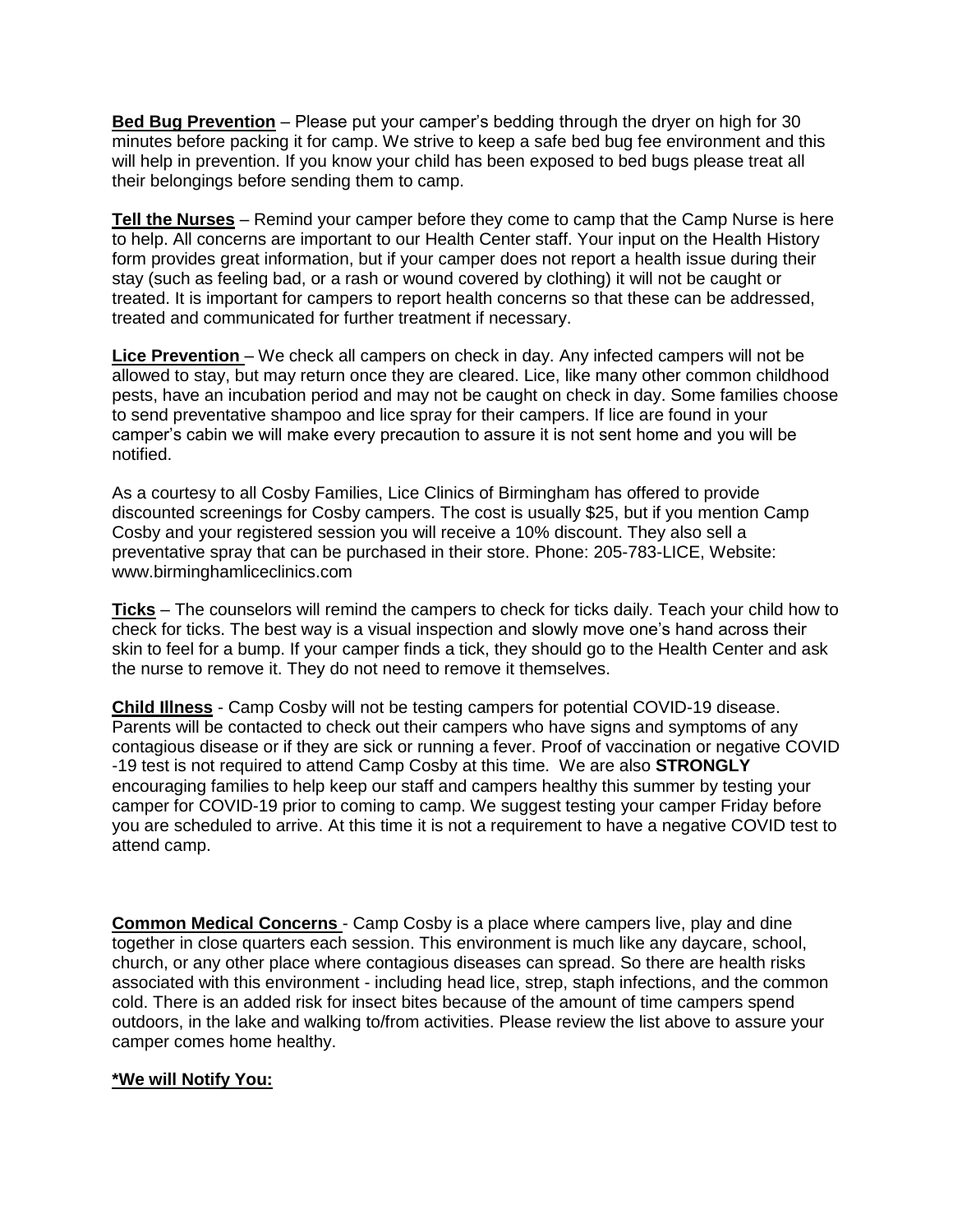**Bed Bug Prevention** – Please put your camper's bedding through the dryer on high for 30 minutes before packing it for camp. We strive to keep a safe bed bug fee environment and this will help in prevention. If you know your child has been exposed to bed bugs please treat all their belongings before sending them to camp.

**Tell the Nurses** – Remind your camper before they come to camp that the Camp Nurse is here to help. All concerns are important to our Health Center staff. Your input on the Health History form provides great information, but if your camper does not report a health issue during their stay (such as feeling bad, or a rash or wound covered by clothing) it will not be caught or treated. It is important for campers to report health concerns so that these can be addressed, treated and communicated for further treatment if necessary.

**Lice Prevention** – We check all campers on check in day. Any infected campers will not be allowed to stay, but may return once they are cleared. Lice, like many other common childhood pests, have an incubation period and may not be caught on check in day. Some families choose to send preventative shampoo and lice spray for their campers. If lice are found in your camper's cabin we will make every precaution to assure it is not sent home and you will be notified.

As a courtesy to all Cosby Families, Lice Clinics of Birmingham has offered to provide discounted screenings for Cosby campers. The cost is usually $25, but if you mention Camp Cosby and your registered session you will receive a 10% discount. They also sell a preventative spray that can be purchased in their store. Phone: 205-783-LICE, Website: www.birminghamliceclinics.com

**Ticks** – The counselors will remind the campers to check for ticks daily. Teach your child how to check for ticks. The best way is a visual inspection and slowly move one's hand across their skin to feel for a bump. If your camper finds a tick, they should go to the Health Center and ask the nurse to remove it. They do not need to remove it themselves.

**Child Illness** - Camp Cosby will not be testing campers for potential COVID-19 disease. Parents will be contacted to check out their campers who have signs and symptoms of any contagious disease or if they are sick or running a fever. Proof of vaccination or negative COVID -19 test is not required to attend Camp Cosby at this time. We are also **STRONGLY** encouraging families to help keep our staff and campers healthy this summer by testing your camper for COVID-19 prior to coming to camp. We suggest testing your camper Friday before you are scheduled to arrive. At this time it is not a requirement to have a negative COVID test to attend camp.

**Common Medical Concerns** - Camp Cosby is a place where campers live, play and dine together in close quarters each session. This environment is much like any daycare, school, church, or any other place where contagious diseases can spread. So there are health risks associated with this environment - including head lice, strep, staph infections, and the common cold. There is an added risk for insect bites because of the amount of time campers spend outdoors, in the lake and walking to/from activities. Please review the list above to assure your camper comes home healthy.

**\*We will Notify You:**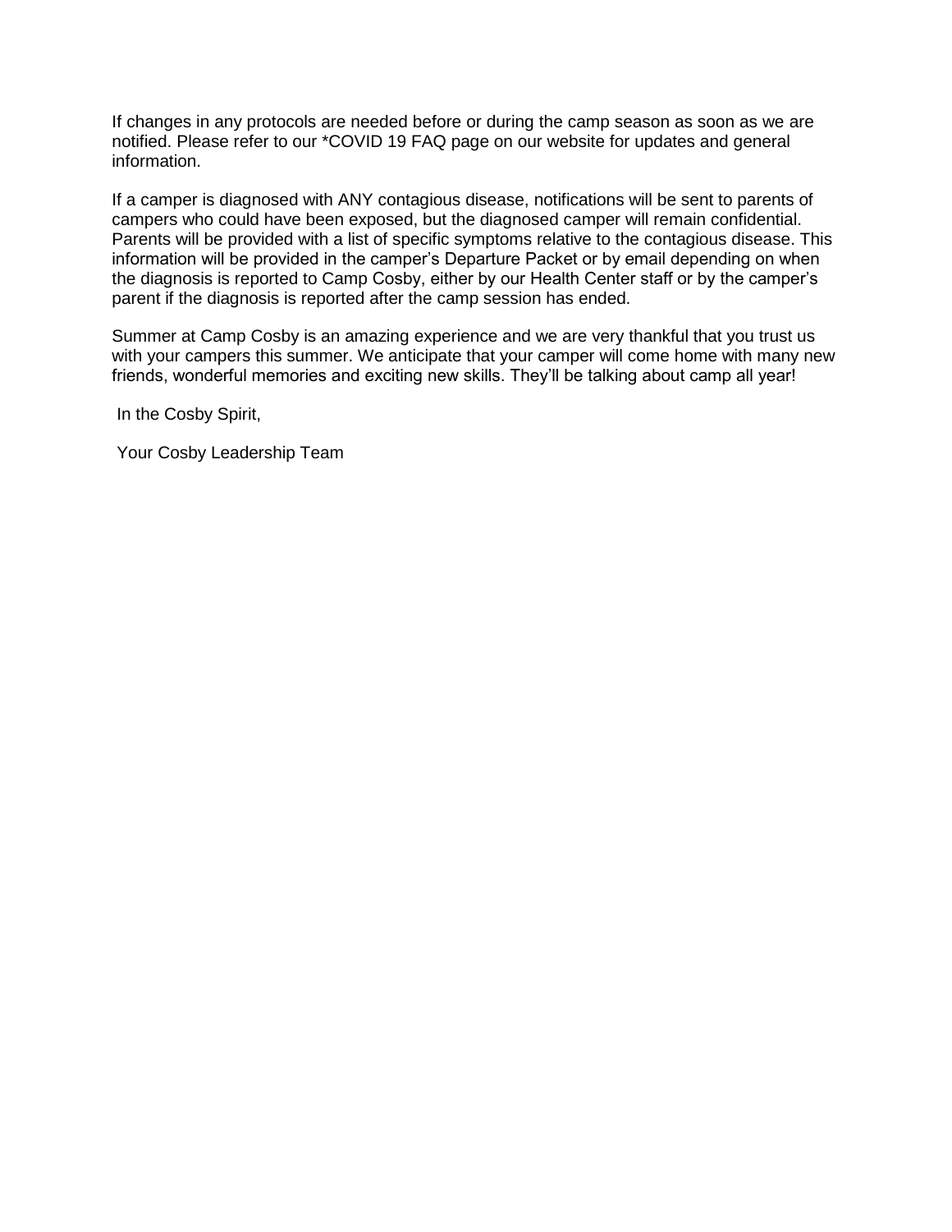If changes in any protocols are needed before or during the camp season as soon as we are notified. Please refer to our *COVID 19 FAQ page on our website for updates and general information.

If a camper is diagnosed with ANY contagious disease, notifications will be sent to parents of campers who could have been exposed, but the diagnosed camper will remain confidential. Parents will be provided with a list of specific symptoms relative to the contagious disease. This information will be provided in the camper's Departure Packet or by email depending on when the diagnosis is reported to Camp Cosby, either by our Health Center staff or by the camper's parent if the diagnosis is reported after the camp session has ended.

Summer at Camp Cosby is an amazing experience and we are very thankful that you trust us with your campers this summer. We anticipate that your camper will come home with many new friends, wonderful memories and exciting new skills. They'll be talking about camp all year!

In the Cosby Spirit,

Your Cosby Leadership Team